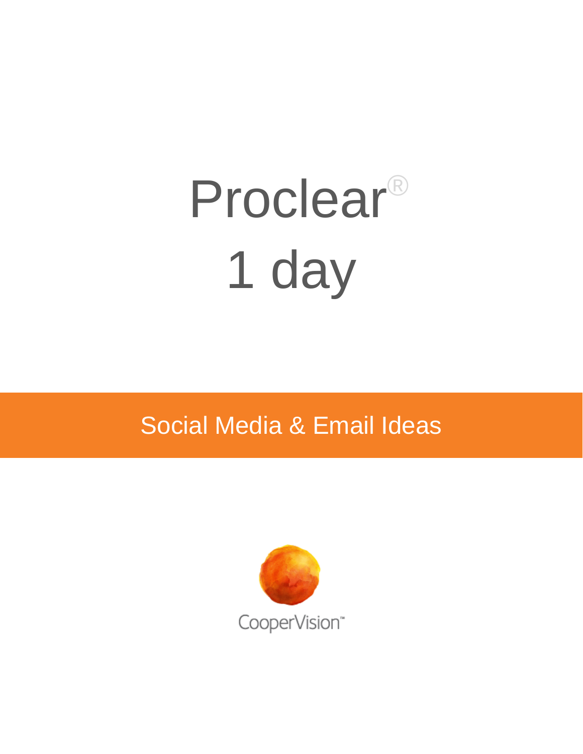# Proclear® 1 day

## Social Media & Email Ideas

CooperVision™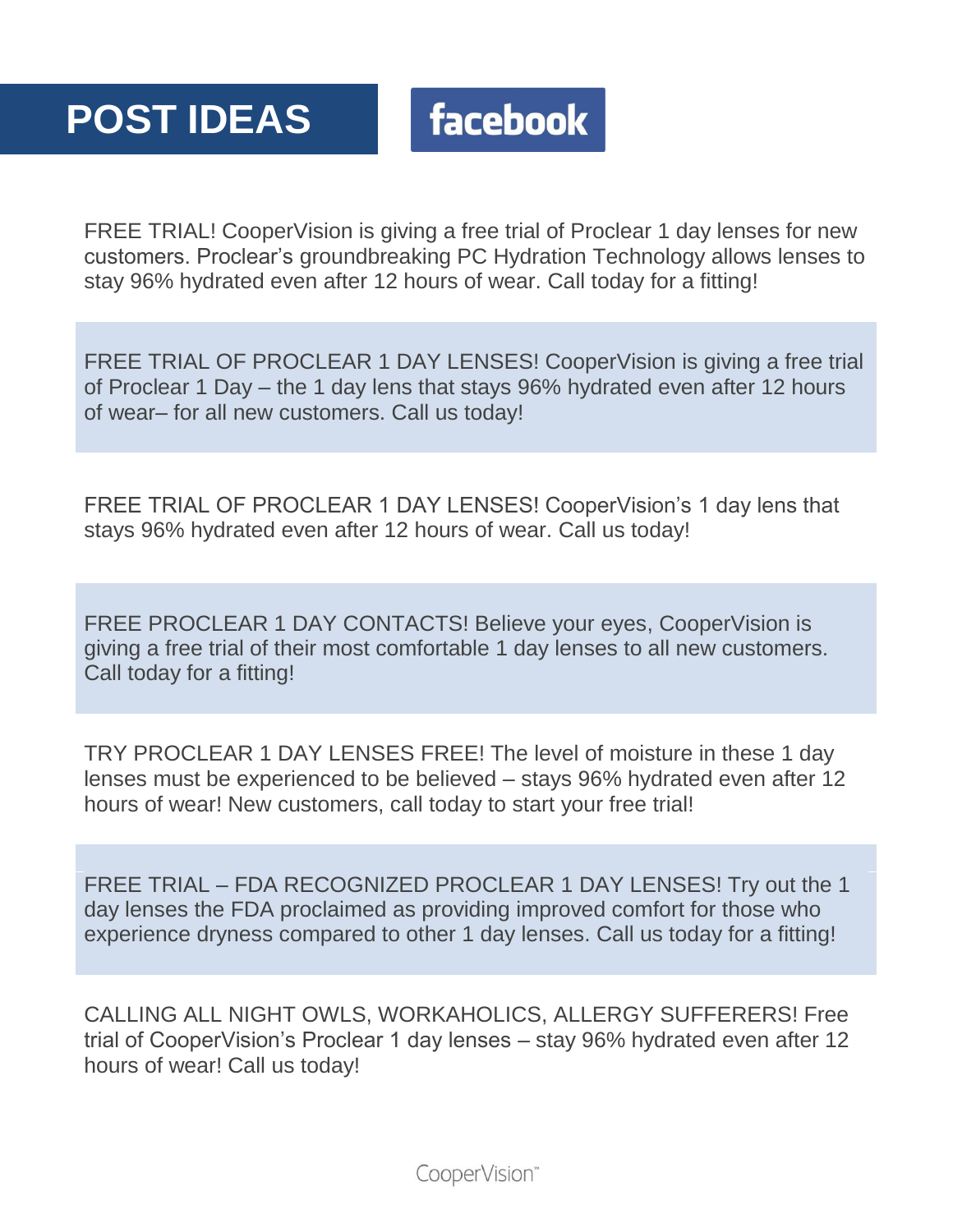# POST IDEAS

facebook

FREE TRIAL! CooperVision is giving a free trial of Proclear 1 day lenses for new customers. Proclear's groundbreaking PC Hydration Technology allows lenses to stay 96% hydrated even after 12 hours of wear. Call today for a fitting!

FREE TRIAL OF PROCLEAR 1 DAY LENSES! CooperVision is giving a free trial of Proclear 1 Day – the 1 day lens that stays 96% hydrated even after 12 hours of wear– for all new customers. Call us today!

FREE TRIAL OF PROCLEAR 1 DAY LENSES! CooperVision's 1 day lens that stays 96% hydrated even after 12 hours of wear. Call us today!

FREE PROCLEAR 1 DAY CONTACTS! Believe your eyes, CooperVision is giving a free trial of their most comfortable 1 day lenses to all new customers. Call today for a fitting!

TRY PROCLEAR 1 DAY LENSES FREE! The level of moisture in these 1 day lenses must be experienced to be believed – stays 96% hydrated even after 12 hours of wear! New customers, call today to start your free trial!

FREE TRIAL – FDA RECOGNIZED PROCLEAR 1 DAY LENSES! Try out the 1 day lenses the FDA proclaimed as providing improved comfort for those who experience dryness compared to other 1 day lenses. Call us today for a fitting!

CALLING ALL NIGHT OWLS, WORKAHOLICS, ALLERGY SUFFERERS! Free trial of CooperVision's Proclear 1 day lenses – stay 96% hydrated even after 12 hours of wear! Call us today!

CooperVision™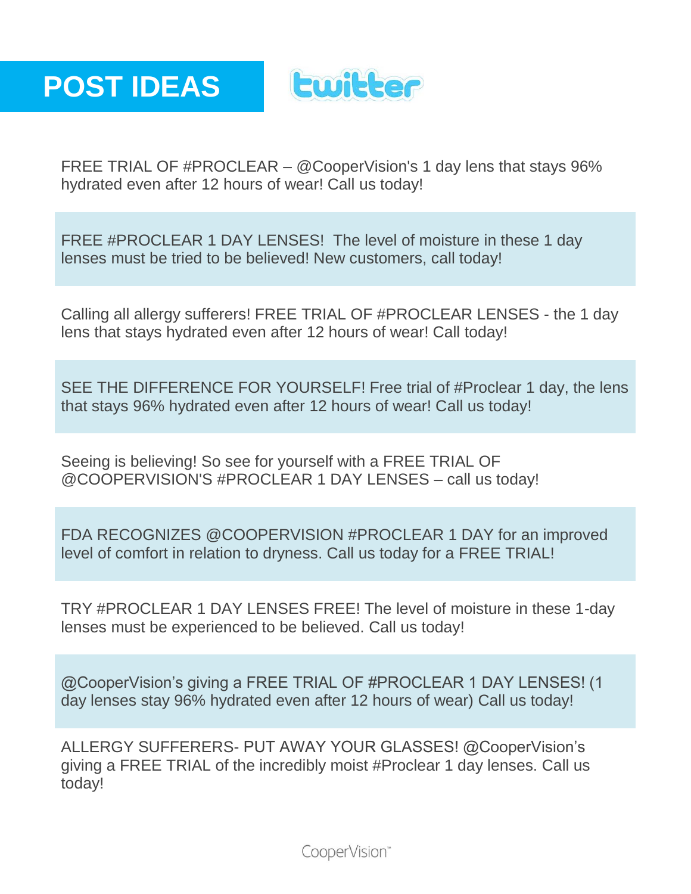# POST IDEAS

twitter

FREE TRIAL OF #PROCLEAR – @CooperVision's 1 day lens that stays 96% hydrated even after 12 hours of wear! Call us today!

FREE #PROCLEAR 1 DAY LENSES! The level of moisture in these 1 day lenses must be tried to be believed! New customers, call today!

Calling all allergy sufferers! FREE TRIAL OF #PROCLEAR LENSES - the 1 day lens that stays hydrated even after 12 hours of wear! Call today!

SEE THE DIFFERENCE FOR YOURSELF! Free trial of #Proclear 1 day, the lens that stays 96% hydrated even after 12 hours of wear! Call us today!

Seeing is believing! So see for yourself with a FREE TRIAL OF @COOPERVISION'S #PROCLEAR 1 DAY LENSES – call us today!

FDA RECOGNIZES @COOPERVISION #PROCLEAR 1 DAY for an improved level of comfort in relation to dryness. Call us today for a FREE TRIAL!

TRY #PROCLEAR 1 DAY LENSES FREE! The level of moisture in these 1-day lenses must be experienced to be believed. Call us today!

@CooperVision's giving a FREE TRIAL OF #PROCLEAR 1 DAY LENSES! (1 day lenses stay 96% hydrated even after 12 hours of wear) Call us today!

ALLERGY SUFFERERS- PUT AWAY YOUR GLASSES! @CooperVision's giving a FREE TRIAL of the incredibly moist #Proclear 1 day lenses. Call us today!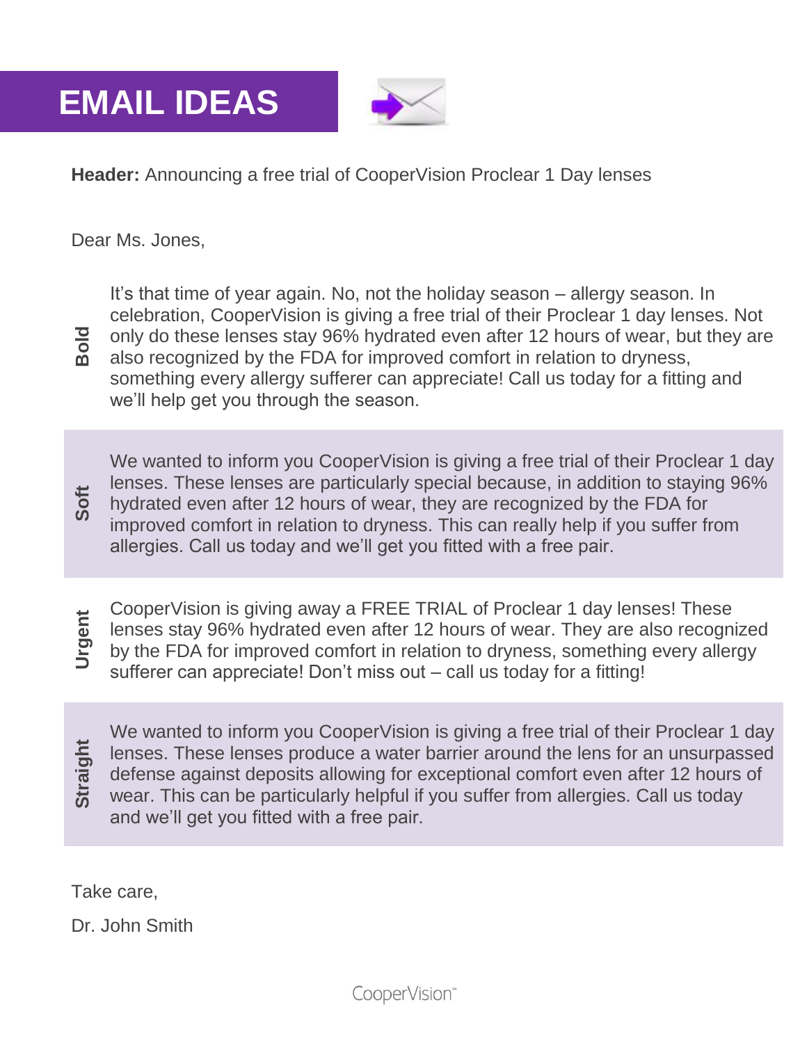# EMAIL IDEAS

**Header:** Announcing a free trial of CooperVision Proclear 1 Day lenses

Dear Ms. Jones,

**Bold**

It's that time of year again. No, not the holiday season – allergy season. In celebration, CooperVision is giving a free trial of their Proclear 1 day lenses. Not only do these lenses stay 96% hydrated even after 12 hours of wear, but they are also recognized by the FDA for improved comfort in relation to dryness, something every allergy sufferer can appreciate! Call us today for a fitting and we'll help get you through the season.

**Soft**

We wanted to inform you CooperVision is giving a free trial of their Proclear 1 day lenses. These lenses are particularly special because, in addition to staying 96% hydrated even after 12 hours of wear, they are recognized by the FDA for improved comfort in relation to dryness. This can really help if you suffer from allergies. Call us today and we'll get you fitted with a free pair.

**Urgent**

CooperVision is giving away a FREE TRIAL of Proclear 1 day lenses! These lenses stay 96% hydrated even after 12 hours of wear. They are also recognized by the FDA for improved comfort in relation to dryness, something every allergy sufferer can appreciate! Don't miss out – call us today for a fitting!

**Straight**

We wanted to inform you CooperVision is giving a free trial of their Proclear 1 day lenses. These lenses produce a water barrier around the lens for an unsurpassed defense against deposits allowing for exceptional comfort even after 12 hours of wear. This can be particularly helpful if you suffer from allergies. Call us today and we'll get you fitted with a free pair.

Take care,

Dr. John Smith